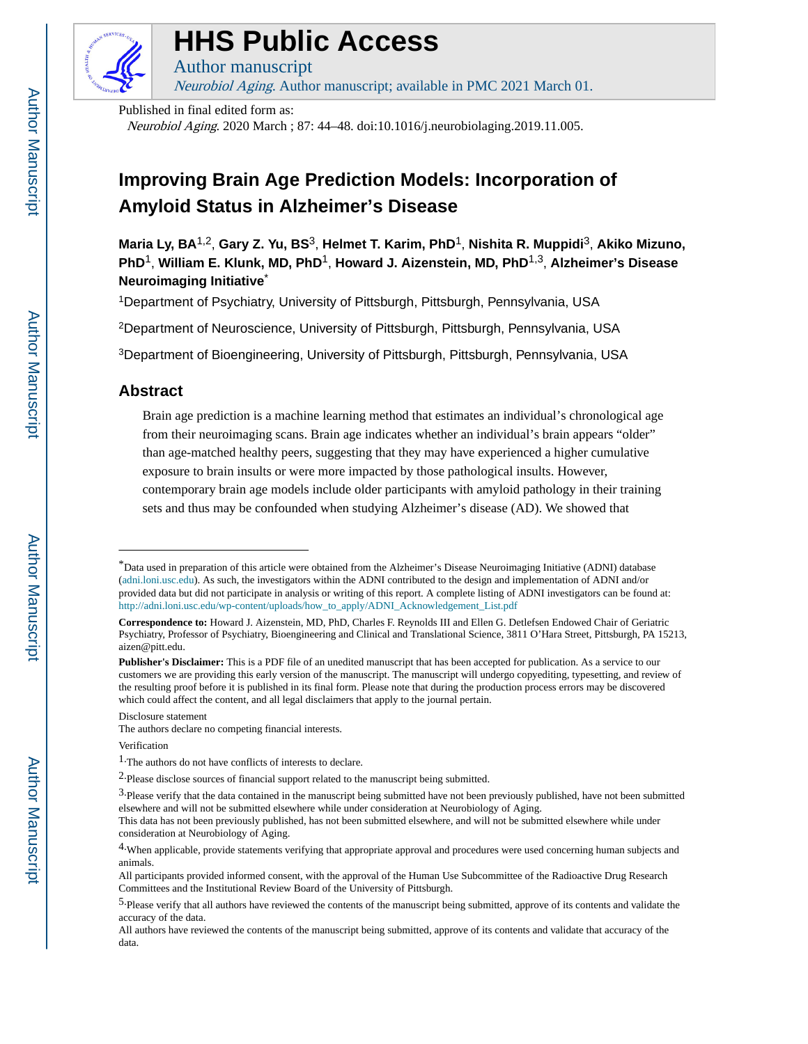# HHS Public Access

Author manuscript

*Neurobiol Aging*. Author manuscript; available in PMC 2021 March 01.

Published in final edited form as:

*Neurobiol Aging*. 2020 March ; 87: 44–48. doi:10.1016/j.neurobiolaging.2019.11.005.

# Improving Brain Age Prediction Models: Incorporation of Amyloid Status in Alzheimer's Disease

**Maria Ly, BA**[1,2], **Gary Z. Yu, BS**[3], **Helmet T. Karim, PhD**[1], **Nishita R. Muppidi**[3], **Akiko Mizuno, PhD**[1], **William E. Klunk, MD, PhD**[1], **Howard J. Aizenstein, MD, PhD**[1,3], **Alzheimer's Disease Neuroimaging Initiative**[*]

[1]Department of Psychiatry, University of Pittsburgh, Pittsburgh, Pennsylvania, USA

[2]Department of Neuroscience, University of Pittsburgh, Pittsburgh, Pennsylvania, USA

[3]Department of Bioengineering, University of Pittsburgh, Pittsburgh, Pennsylvania, USA

## Abstract

Brain age prediction is a machine learning method that estimates an individual's chronological age from their neuroimaging scans. Brain age indicates whether an individual's brain appears "older" than age-matched healthy peers, suggesting that they may have experienced a higher cumulative exposure to brain insults or were more impacted by those pathological insults. However, contemporary brain age models include older participants with amyloid pathology in their training sets and thus may be confounded when studying Alzheimer's disease (AD). We showed that

---

[*]Data used in preparation of this article were obtained from the Alzheimer's Disease Neuroimaging Initiative (ADNI) database (adni.loni.usc.edu). As such, the investigators within the ADNI contributed to the design and implementation of ADNI and/or provided data but did not participate in analysis or writing of this report. A complete listing of ADNI investigators can be found at: http://adni.loni.usc.edu/wp-content/uploads/how_to_apply/ADNI_Acknowledgement_List.pdf

**Correspondence to:** Howard J. Aizenstein, MD, PhD, Charles F. Reynolds III and Ellen G. Detlefsen Endowed Chair of Geriatric Psychiatry, Professor of Psychiatry, Bioengineering and Clinical and Translational Science, 3811 O'Hara Street, Pittsburgh, PA 15213, aizen@pitt.edu.

**Publisher's Disclaimer:** This is a PDF file of an unedited manuscript that has been accepted for publication. As a service to our customers we are providing this early version of the manuscript. The manuscript will undergo copyediting, typesetting, and review of the resulting proof before it is published in its final form. Please note that during the production process errors may be discovered which could affect the content, and all legal disclaimers that apply to the journal pertain.

Disclosure statement

The authors declare no competing financial interests.

Verification

1. The authors do not have conflicts of interests to declare.

2. Please disclose sources of financial support related to the manuscript being submitted.

3. Please verify that the data contained in the manuscript being submitted have not been previously published, have not been submitted elsewhere and will not be submitted elsewhere while under consideration at Neurobiology of Aging.
This data has not been previously published, has not been submitted elsewhere, and will not be submitted elsewhere while under consideration at Neurobiology of Aging.

4. When applicable, provide statements verifying that appropriate approval and procedures were used concerning human subjects and animals.
All participants provided informed consent, with the approval of the Human Use Subcommittee of the Radioactive Drug Research Committees and the Institutional Review Board of the University of Pittsburgh.

5. Please verify that all authors have reviewed the contents of the manuscript being submitted, approve of its contents and validate the accuracy of the data.
All authors have reviewed the contents of the manuscript being submitted, approve of its contents and validate that accuracy of the data.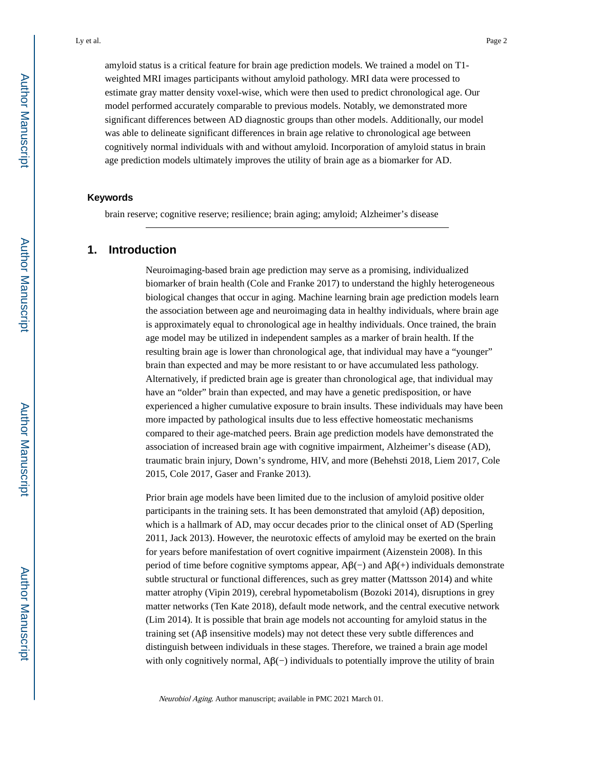amyloid status is a critical feature for brain age prediction models. We trained a model on T1-weighted MRI images participants without amyloid pathology. MRI data were processed to estimate gray matter density voxel-wise, which were then used to predict chronological age. Our model performed accurately comparable to previous models. Notably, we demonstrated more significant differences between AD diagnostic groups than other models. Additionally, our model was able to delineate significant differences in brain age relative to chronological age between cognitively normal individuals with and without amyloid. Incorporation of amyloid status in brain age prediction models ultimately improves the utility of brain age as a biomarker for AD.

### Keywords

brain reserve; cognitive reserve; resilience; brain aging; amyloid; Alzheimer's disease

## 1. Introduction

Neuroimaging-based brain age prediction may serve as a promising, individualized biomarker of brain health (Cole and Franke 2017) to understand the highly heterogeneous biological changes that occur in aging. Machine learning brain age prediction models learn the association between age and neuroimaging data in healthy individuals, where brain age is approximately equal to chronological age in healthy individuals. Once trained, the brain age model may be utilized in independent samples as a marker of brain health. If the resulting brain age is lower than chronological age, that individual may have a "younger" brain than expected and may be more resistant to or have accumulated less pathology. Alternatively, if predicted brain age is greater than chronological age, that individual may have an "older" brain than expected, and may have a genetic predisposition, or have experienced a higher cumulative exposure to brain insults. These individuals may have been more impacted by pathological insults due to less effective homeostatic mechanisms compared to their age-matched peers. Brain age prediction models have demonstrated the association of increased brain age with cognitive impairment, Alzheimer's disease (AD), traumatic brain injury, Down's syndrome, HIV, and more (Behehsti 2018, Liem 2017, Cole 2015, Cole 2017, Gaser and Franke 2013).

Prior brain age models have been limited due to the inclusion of amyloid positive older participants in the training sets. It has been demonstrated that amyloid (Aβ) deposition, which is a hallmark of AD, may occur decades prior to the clinical onset of AD (Sperling 2011, Jack 2013). However, the neurotoxic effects of amyloid may be exerted on the brain for years before manifestation of overt cognitive impairment (Aizenstein 2008). In this period of time before cognitive symptoms appear, Aβ(−) and Aβ(+) individuals demonstrate subtle structural or functional differences, such as grey matter (Mattsson 2014) and white matter atrophy (Vipin 2019), cerebral hypometabolism (Bozoki 2014), disruptions in grey matter networks (Ten Kate 2018), default mode network, and the central executive network (Lim 2014). It is possible that brain age models not accounting for amyloid status in the training set (Aβ insensitive models) may not detect these very subtle differences and distinguish between individuals in these stages. Therefore, we trained a brain age model with only cognitively normal, Aβ(−) individuals to potentially improve the utility of brain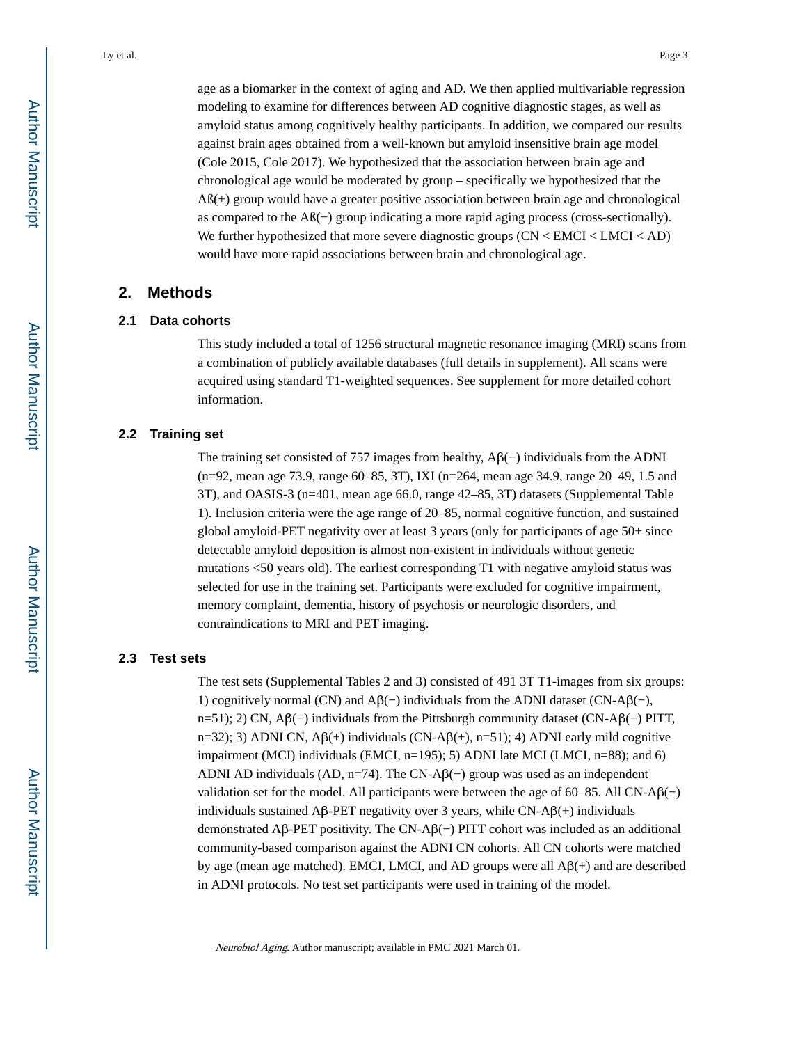age as a biomarker in the context of aging and AD. We then applied multivariable regression modeling to examine for differences between AD cognitive diagnostic stages, as well as amyloid status among cognitively healthy participants. In addition, we compared our results against brain ages obtained from a well-known but amyloid insensitive brain age model (Cole 2015, Cole 2017). We hypothesized that the association between brain age and chronological age would be moderated by group – specifically we hypothesized that the Aß(+) group would have a greater positive association between brain age and chronological as compared to the Aß(−) group indicating a more rapid aging process (cross-sectionally). We further hypothesized that more severe diagnostic groups (CN < EMCI < LMCI < AD) would have more rapid associations between brain and chronological age.

## 2. Methods

### 2.1 Data cohorts

This study included a total of 1256 structural magnetic resonance imaging (MRI) scans from a combination of publicly available databases (full details in supplement). All scans were acquired using standard T1-weighted sequences. See supplement for more detailed cohort information.

### 2.2 Training set

The training set consisted of 757 images from healthy, Aβ(−) individuals from the ADNI (n=92, mean age 73.9, range 60–85, 3T), IXI (n=264, mean age 34.9, range 20–49, 1.5 and 3T), and OASIS-3 (n=401, mean age 66.0, range 42–85, 3T) datasets (Supplemental Table 1). Inclusion criteria were the age range of 20–85, normal cognitive function, and sustained global amyloid-PET negativity over at least 3 years (only for participants of age 50+ since detectable amyloid deposition is almost non-existent in individuals without genetic mutations <50 years old). The earliest corresponding T1 with negative amyloid status was selected for use in the training set. Participants were excluded for cognitive impairment, memory complaint, dementia, history of psychosis or neurologic disorders, and contraindications to MRI and PET imaging.

### 2.3 Test sets

The test sets (Supplemental Tables 2 and 3) consisted of 491 3T T1-images from six groups: 1) cognitively normal (CN) and Aβ(−) individuals from the ADNI dataset (CN-Aβ(−), n=51); 2) CN, Aβ(−) individuals from the Pittsburgh community dataset (CN-Aβ(−) PITT, n=32); 3) ADNI CN, Aβ(+) individuals (CN-Aβ(+), n=51); 4) ADNI early mild cognitive impairment (MCI) individuals (EMCI, n=195); 5) ADNI late MCI (LMCI, n=88); and 6) ADNI AD individuals (AD, n=74). The CN-Aβ(−) group was used as an independent validation set for the model. All participants were between the age of 60–85. All CN-Aβ(−) individuals sustained Aβ-PET negativity over 3 years, while CN-Aβ(+) individuals demonstrated Aβ-PET positivity. The CN-Aβ(−) PITT cohort was included as an additional community-based comparison against the ADNI CN cohorts. All CN cohorts were matched by age (mean age matched). EMCI, LMCI, and AD groups were all Aβ(+) and are described in ADNI protocols. No test set participants were used in training of the model.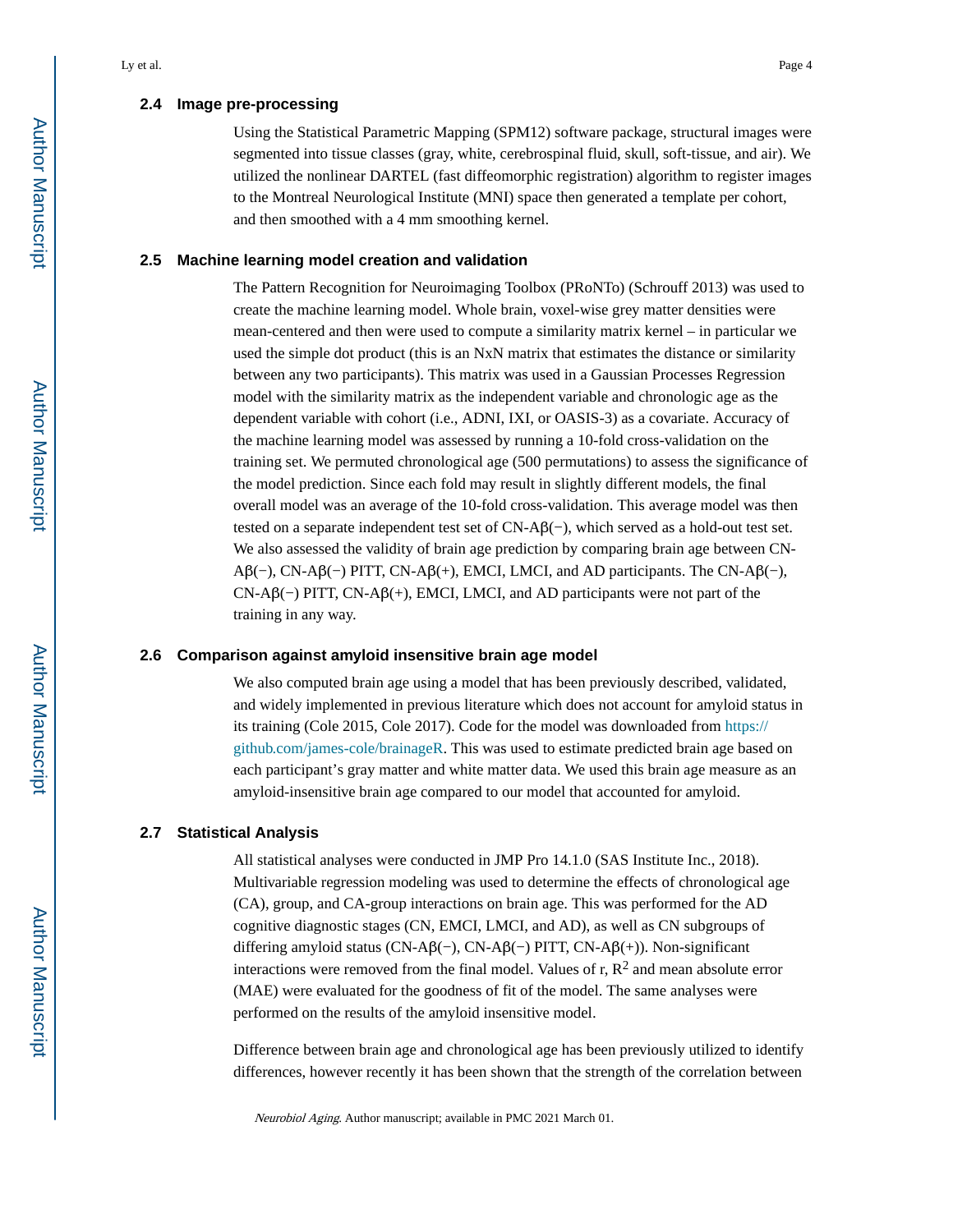### 2.4 Image pre-processing

Using the Statistical Parametric Mapping (SPM12) software package, structural images were segmented into tissue classes (gray, white, cerebrospinal fluid, skull, soft-tissue, and air). We utilized the nonlinear DARTEL (fast diffeomorphic registration) algorithm to register images to the Montreal Neurological Institute (MNI) space then generated a template per cohort, and then smoothed with a 4 mm smoothing kernel.

### 2.5 Machine learning model creation and validation

The Pattern Recognition for Neuroimaging Toolbox (PRoNTo) (Schrouff 2013) was used to create the machine learning model. Whole brain, voxel-wise grey matter densities were mean-centered and then were used to compute a similarity matrix kernel – in particular we used the simple dot product (this is an NxN matrix that estimates the distance or similarity between any two participants). This matrix was used in a Gaussian Processes Regression model with the similarity matrix as the independent variable and chronologic age as the dependent variable with cohort (i.e., ADNI, IXI, or OASIS-3) as a covariate. Accuracy of the machine learning model was assessed by running a 10-fold cross-validation on the training set. We permuted chronological age (500 permutations) to assess the significance of the model prediction. Since each fold may result in slightly different models, the final overall model was an average of the 10-fold cross-validation. This average model was then tested on a separate independent test set of CN-Aβ(−), which served as a hold-out test set. We also assessed the validity of brain age prediction by comparing brain age between CN-Aβ(−), CN-Aβ(−) PITT, CN-Aβ(+), EMCI, LMCI, and AD participants. The CN-Aβ(−), CN-Aβ(−) PITT, CN-Aβ(+), EMCI, LMCI, and AD participants were not part of the training in any way.

### 2.6 Comparison against amyloid insensitive brain age model

We also computed brain age using a model that has been previously described, validated, and widely implemented in previous literature which does not account for amyloid status in its training (Cole 2015, Cole 2017). Code for the model was downloaded from https://github.com/james-cole/brainageR. This was used to estimate predicted brain age based on each participant's gray matter and white matter data. We used this brain age measure as an amyloid-insensitive brain age compared to our model that accounted for amyloid.

### 2.7 Statistical Analysis

All statistical analyses were conducted in JMP Pro 14.1.0 (SAS Institute Inc., 2018). Multivariable regression modeling was used to determine the effects of chronological age (CA), group, and CA-group interactions on brain age. This was performed for the AD cognitive diagnostic stages (CN, EMCI, LMCI, and AD), as well as CN subgroups of differing amyloid status (CN-Aβ(−), CN-Aβ(−) PITT, CN-Aβ(+)). Non-significant interactions were removed from the final model. Values of r, $R^2$ and mean absolute error (MAE) were evaluated for the goodness of fit of the model. The same analyses were performed on the results of the amyloid insensitive model.

Difference between brain age and chronological age has been previously utilized to identify differences, however recently it has been shown that the strength of the correlation between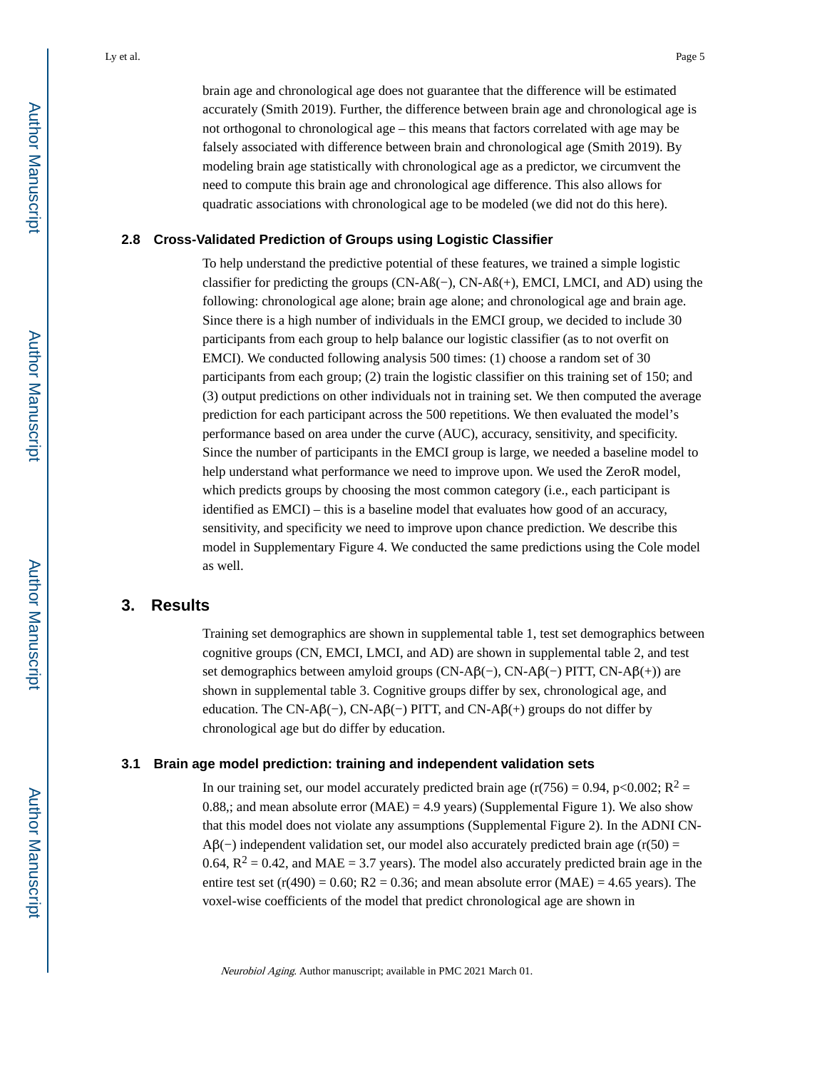brain age and chronological age does not guarantee that the difference will be estimated accurately (Smith 2019). Further, the difference between brain age and chronological age is not orthogonal to chronological age – this means that factors correlated with age may be falsely associated with difference between brain and chronological age (Smith 2019). By modeling brain age statistically with chronological age as a predictor, we circumvent the need to compute this brain age and chronological age difference. This also allows for quadratic associations with chronological age to be modeled (we did not do this here).

### 2.8 Cross-Validated Prediction of Groups using Logistic Classifier

To help understand the predictive potential of these features, we trained a simple logistic classifier for predicting the groups (CN-Aß(−), CN-Aß(+), EMCI, LMCI, and AD) using the following: chronological age alone; brain age alone; and chronological age and brain age. Since there is a high number of individuals in the EMCI group, we decided to include 30 participants from each group to help balance our logistic classifier (as to not overfit on EMCI). We conducted following analysis 500 times: (1) choose a random set of 30 participants from each group; (2) train the logistic classifier on this training set of 150; and (3) output predictions on other individuals not in training set. We then computed the average prediction for each participant across the 500 repetitions. We then evaluated the model's performance based on area under the curve (AUC), accuracy, sensitivity, and specificity. Since the number of participants in the EMCI group is large, we needed a baseline model to help understand what performance we need to improve upon. We used the ZeroR model, which predicts groups by choosing the most common category (i.e., each participant is identified as EMCI) – this is a baseline model that evaluates how good of an accuracy, sensitivity, and specificity we need to improve upon chance prediction. We describe this model in Supplementary Figure 4. We conducted the same predictions using the Cole model as well.

## 3. Results

Training set demographics are shown in supplemental table 1, test set demographics between cognitive groups (CN, EMCI, LMCI, and AD) are shown in supplemental table 2, and test set demographics between amyloid groups (CN-Aβ(−), CN-Aβ(−) PITT, CN-Aβ(+)) are shown in supplemental table 3. Cognitive groups differ by sex, chronological age, and education. The CN-Aβ(−), CN-Aβ(−) PITT, and CN-Aβ(+) groups do not differ by chronological age but do differ by education.

### 3.1 Brain age model prediction: training and independent validation sets

In our training set, our model accurately predicted brain age ($r(756) = 0.94$, $p<0.002$; $R^2 = 0.88$,; and mean absolute error (MAE) = 4.9 years) (Supplemental Figure 1). We also show that this model does not violate any assumptions (Supplemental Figure 2). In the ADNI CN-Aβ(−) independent validation set, our model also accurately predicted brain age ($r(50) = 0.64$, $R^2 = 0.42$, and MAE = 3.7 years). The model also accurately predicted brain age in the entire test set ($r(490) = 0.60$; R2 = 0.36; and mean absolute error (MAE) = 4.65 years). The voxel-wise coefficients of the model that predict chronological age are shown in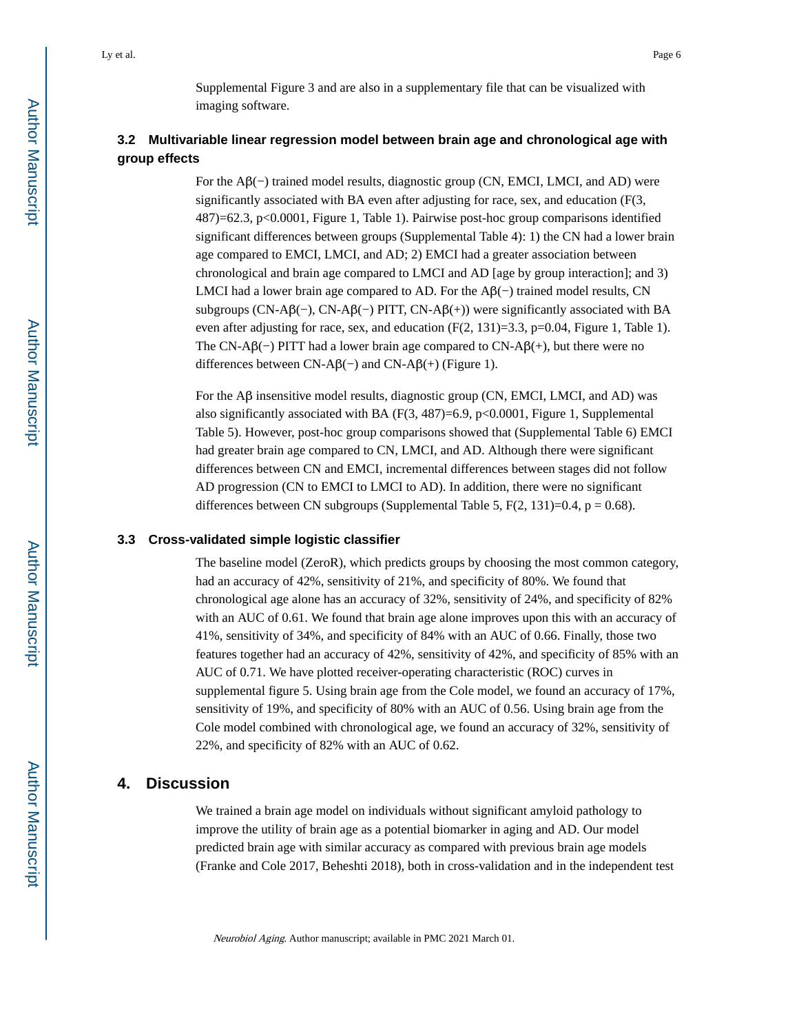Supplemental Figure 3 and are also in a supplementary file that can be visualized with imaging software.

### 3.2 Multivariable linear regression model between brain age and chronological age with group effects

For the Aβ(−) trained model results, diagnostic group (CN, EMCI, LMCI, and AD) were significantly associated with BA even after adjusting for race, sex, and education ($F(3, 487)=62.3$, $p<0.0001$, Figure 1, Table 1). Pairwise post-hoc group comparisons identified significant differences between groups (Supplemental Table 4): 1) the CN had a lower brain age compared to EMCI, LMCI, and AD; 2) EMCI had a greater association between chronological and brain age compared to LMCI and AD [age by group interaction]; and 3) LMCI had a lower brain age compared to AD. For the Aβ(−) trained model results, CN subgroups (CN-Aβ(−), CN-Aβ(−) PITT, CN-Aβ(+)) were significantly associated with BA even after adjusting for race, sex, and education ($F(2, 131)=3.3$, $p=0.04$, Figure 1, Table 1). The CN-Aβ(−) PITT had a lower brain age compared to CN-Aβ(+), but there were no differences between CN-Aβ(−) and CN-Aβ(+) (Figure 1).

For the Aβ insensitive model results, diagnostic group (CN, EMCI, LMCI, and AD) was also significantly associated with BA ($F(3, 487)=6.9$, $p<0.0001$, Figure 1, Supplemental Table 5). However, post-hoc group comparisons showed that (Supplemental Table 6) EMCI had greater brain age compared to CN, LMCI, and AD. Although there were significant differences between CN and EMCI, incremental differences between stages did not follow AD progression (CN to EMCI to LMCI to AD). In addition, there were no significant differences between CN subgroups (Supplemental Table 5, $F(2, 131)=0.4$, $p = 0.68$).

### 3.3 Cross-validated simple logistic classifier

The baseline model (ZeroR), which predicts groups by choosing the most common category, had an accuracy of 42%, sensitivity of 21%, and specificity of 80%. We found that chronological age alone has an accuracy of 32%, sensitivity of 24%, and specificity of 82% with an AUC of 0.61. We found that brain age alone improves upon this with an accuracy of 41%, sensitivity of 34%, and specificity of 84% with an AUC of 0.66. Finally, those two features together had an accuracy of 42%, sensitivity of 42%, and specificity of 85% with an AUC of 0.71. We have plotted receiver-operating characteristic (ROC) curves in supplemental figure 5. Using brain age from the Cole model, we found an accuracy of 17%, sensitivity of 19%, and specificity of 80% with an AUC of 0.56. Using brain age from the Cole model combined with chronological age, we found an accuracy of 32%, sensitivity of 22%, and specificity of 82% with an AUC of 0.62.

## 4. Discussion

We trained a brain age model on individuals without significant amyloid pathology to improve the utility of brain age as a potential biomarker in aging and AD. Our model predicted brain age with similar accuracy as compared with previous brain age models (Franke and Cole 2017, Beheshti 2018), both in cross-validation and in the independent test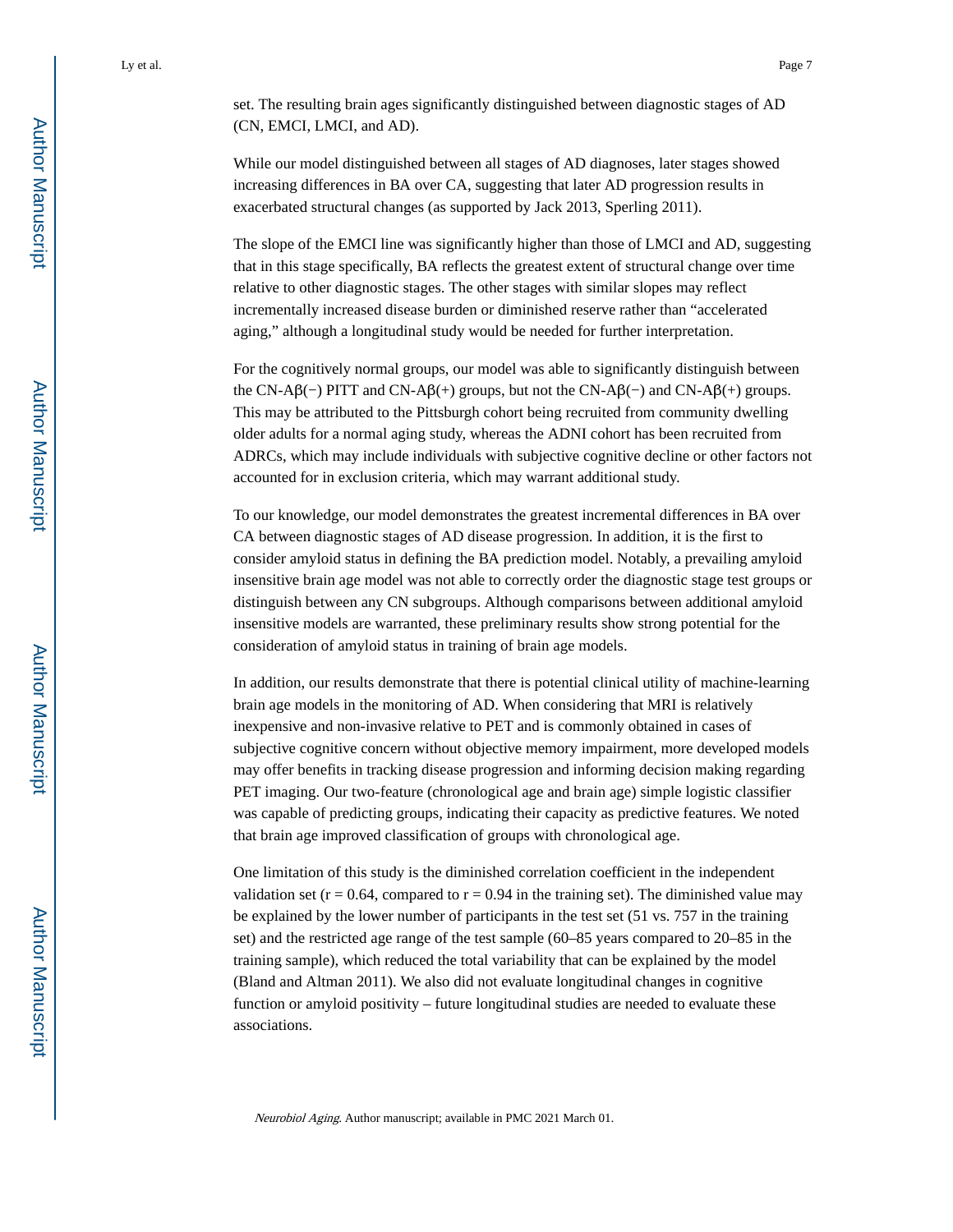set. The resulting brain ages significantly distinguished between diagnostic stages of AD (CN, EMCI, LMCI, and AD).

While our model distinguished between all stages of AD diagnoses, later stages showed increasing differences in BA over CA, suggesting that later AD progression results in exacerbated structural changes (as supported by Jack 2013, Sperling 2011).

The slope of the EMCI line was significantly higher than those of LMCI and AD, suggesting that in this stage specifically, BA reflects the greatest extent of structural change over time relative to other diagnostic stages. The other stages with similar slopes may reflect incrementally increased disease burden or diminished reserve rather than "accelerated aging," although a longitudinal study would be needed for further interpretation.

For the cognitively normal groups, our model was able to significantly distinguish between the CN-Aβ(−) PITT and CN-Aβ(+) groups, but not the CN-Aβ(−) and CN-Aβ(+) groups. This may be attributed to the Pittsburgh cohort being recruited from community dwelling older adults for a normal aging study, whereas the ADNI cohort has been recruited from ADRCs, which may include individuals with subjective cognitive decline or other factors not accounted for in exclusion criteria, which may warrant additional study.

To our knowledge, our model demonstrates the greatest incremental differences in BA over CA between diagnostic stages of AD disease progression. In addition, it is the first to consider amyloid status in defining the BA prediction model. Notably, a prevailing amyloid insensitive brain age model was not able to correctly order the diagnostic stage test groups or distinguish between any CN subgroups. Although comparisons between additional amyloid insensitive models are warranted, these preliminary results show strong potential for the consideration of amyloid status in training of brain age models.

In addition, our results demonstrate that there is potential clinical utility of machine-learning brain age models in the monitoring of AD. When considering that MRI is relatively inexpensive and non-invasive relative to PET and is commonly obtained in cases of subjective cognitive concern without objective memory impairment, more developed models may offer benefits in tracking disease progression and informing decision making regarding PET imaging. Our two-feature (chronological age and brain age) simple logistic classifier was capable of predicting groups, indicating their capacity as predictive features. We noted that brain age improved classification of groups with chronological age.

One limitation of this study is the diminished correlation coefficient in the independent validation set ($r = 0.64$, compared to $r = 0.94$ in the training set). The diminished value may be explained by the lower number of participants in the test set (51 vs. 757 in the training set) and the restricted age range of the test sample (60–85 years compared to 20–85 in the training sample), which reduced the total variability that can be explained by the model (Bland and Altman 2011). We also did not evaluate longitudinal changes in cognitive function or amyloid positivity – future longitudinal studies are needed to evaluate these associations.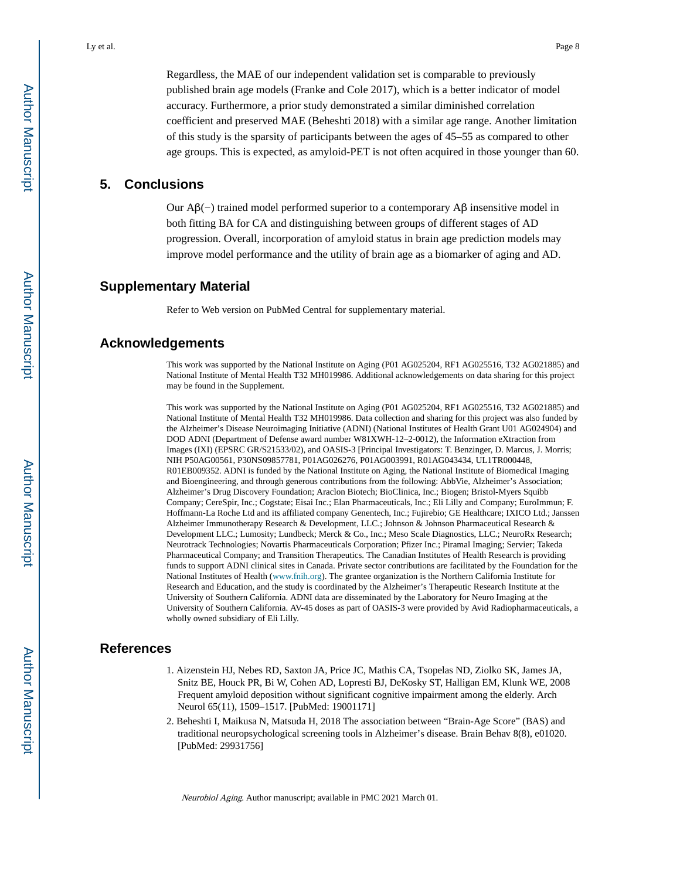Regardless, the MAE of our independent validation set is comparable to previously published brain age models (Franke and Cole 2017), which is a better indicator of model accuracy. Furthermore, a prior study demonstrated a similar diminished correlation coefficient and preserved MAE (Beheshti 2018) with a similar age range. Another limitation of this study is the sparsity of participants between the ages of 45–55 as compared to other age groups. This is expected, as amyloid-PET is not often acquired in those younger than 60.

## 5. Conclusions

Our Aβ(−) trained model performed superior to a contemporary Aβ insensitive model in both fitting BA for CA and distinguishing between groups of different stages of AD progression. Overall, incorporation of amyloid status in brain age prediction models may improve model performance and the utility of brain age as a biomarker of aging and AD.

## Supplementary Material

Refer to Web version on PubMed Central for supplementary material.

## Acknowledgements

This work was supported by the National Institute on Aging (P01 AG025204, RF1 AG025516, T32 AG021885) and National Institute of Mental Health T32 MH019986. Additional acknowledgements on data sharing for this project may be found in the Supplement.

This work was supported by the National Institute on Aging (P01 AG025204, RF1 AG025516, T32 AG021885) and National Institute of Mental Health T32 MH019986. Data collection and sharing for this project was also funded by the Alzheimer's Disease Neuroimaging Initiative (ADNI) (National Institutes of Health Grant U01 AG024904) and DOD ADNI (Department of Defense award number W81XWH-12–2-0012), the Information eXtraction from Images (IXI) (EPSRC GR/S21533/02), and OASIS-3 [Principal Investigators: T. Benzinger, D. Marcus, J. Morris; NIH P50AG00561, P30NS09857781, P01AG026276, P01AG003991, R01AG043434, UL1TR000448, R01EB009352. ADNI is funded by the National Institute on Aging, the National Institute of Biomedical Imaging and Bioengineering, and through generous contributions from the following: AbbVie, Alzheimer's Association; Alzheimer's Drug Discovery Foundation; Araclon Biotech; BioClinica, Inc.; Biogen; Bristol-Myers Squibb Company; CereSpir, Inc.; Cogstate; Eisai Inc.; Elan Pharmaceuticals, Inc.; Eli Lilly and Company; EuroImmun; F. Hoffmann-La Roche Ltd and its affiliated company Genentech, Inc.; Fujirebio; GE Healthcare; IXICO Ltd.; Janssen Alzheimer Immunotherapy Research & Development, LLC.; Johnson & Johnson Pharmaceutical Research & Development LLC.; Lumosity; Lundbeck; Merck & Co., Inc.; Meso Scale Diagnostics, LLC.; NeuroRx Research; Neurotrack Technologies; Novartis Pharmaceuticals Corporation; Pfizer Inc.; Piramal Imaging; Servier; Takeda Pharmaceutical Company; and Transition Therapeutics. The Canadian Institutes of Health Research is providing funds to support ADNI clinical sites in Canada. Private sector contributions are facilitated by the Foundation for the National Institutes of Health (www.fnih.org). The grantee organization is the Northern California Institute for Research and Education, and the study is coordinated by the Alzheimer's Therapeutic Research Institute at the University of Southern California. ADNI data are disseminated by the Laboratory for Neuro Imaging at the University of Southern California. AV-45 doses as part of OASIS-3 were provided by Avid Radiopharmaceuticals, a wholly owned subsidiary of Eli Lilly.

## References

1. Aizenstein HJ, Nebes RD, Saxton JA, Price JC, Mathis CA, Tsopelas ND, Ziolko SK, James JA, Snitz BE, Houck PR, Bi W, Cohen AD, Lopresti BJ, DeKosky ST, Halligan EM, Klunk WE, 2008 Frequent amyloid deposition without significant cognitive impairment among the elderly. Arch Neurol 65(11), 1509–1517. [PubMed: 19001171]
2. Beheshti I, Maikusa N, Matsuda H, 2018 The association between "Brain-Age Score" (BAS) and traditional neuropsychological screening tools in Alzheimer's disease. Brain Behav 8(8), e01020. [PubMed: 29931756]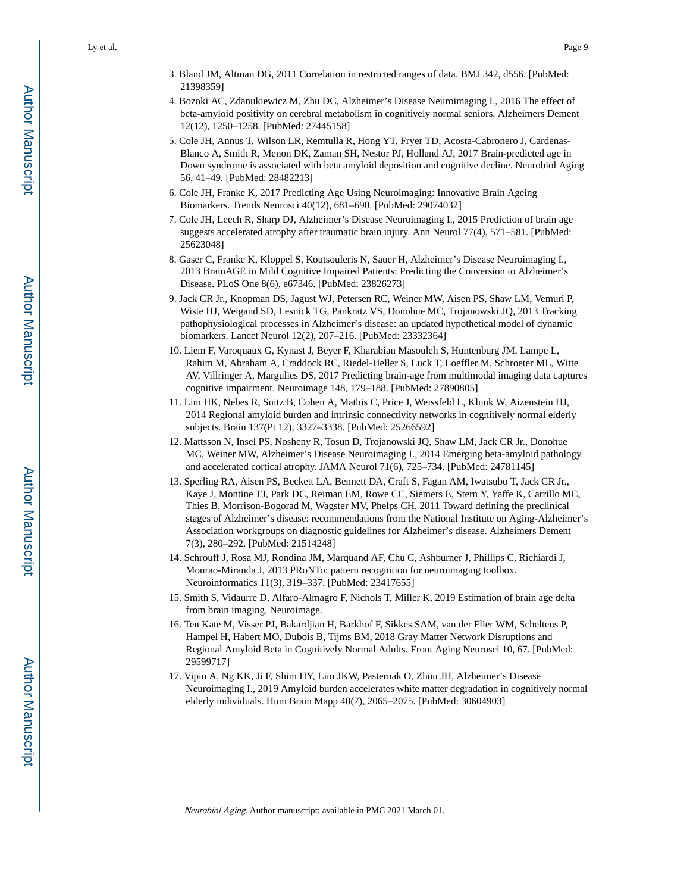3. Bland JM, Altman DG, 2011 Correlation in restricted ranges of data. BMJ 342, d556. [PubMed: 21398359]
4. Bozoki AC, Zdanukiewicz M, Zhu DC, Alzheimer's Disease Neuroimaging I., 2016 The effect of beta-amyloid positivity on cerebral metabolism in cognitively normal seniors. Alzheimers Dement 12(12), 1250–1258. [PubMed: 27445158]
5. Cole JH, Annus T, Wilson LR, Remtulla R, Hong YT, Fryer TD, Acosta-Cabronero J, Cardenas-Blanco A, Smith R, Menon DK, Zaman SH, Nestor PJ, Holland AJ, 2017 Brain-predicted age in Down syndrome is associated with beta amyloid deposition and cognitive decline. Neurobiol Aging 56, 41–49. [PubMed: 28482213]
6. Cole JH, Franke K, 2017 Predicting Age Using Neuroimaging: Innovative Brain Ageing Biomarkers. Trends Neurosci 40(12), 681–690. [PubMed: 29074032]
7. Cole JH, Leech R, Sharp DJ, Alzheimer's Disease Neuroimaging I., 2015 Prediction of brain age suggests accelerated atrophy after traumatic brain injury. Ann Neurol 77(4), 571–581. [PubMed: 25623048]
8. Gaser C, Franke K, Kloppel S, Koutsouleris N, Sauer H, Alzheimer's Disease Neuroimaging I., 2013 BrainAGE in Mild Cognitive Impaired Patients: Predicting the Conversion to Alzheimer's Disease. PLoS One 8(6), e67346. [PubMed: 23826273]
9. Jack CR Jr., Knopman DS, Jagust WJ, Petersen RC, Weiner MW, Aisen PS, Shaw LM, Vemuri P, Wiste HJ, Weigand SD, Lesnick TG, Pankratz VS, Donohue MC, Trojanowski JQ, 2013 Tracking pathophysiological processes in Alzheimer's disease: an updated hypothetical model of dynamic biomarkers. Lancet Neurol 12(2), 207–216. [PubMed: 23332364]
10. Liem F, Varoquaux G, Kynast J, Beyer F, Kharabian Masouleh S, Huntenburg JM, Lampe L, Rahim M, Abraham A, Craddock RC, Riedel-Heller S, Luck T, Loeffler M, Schroeter ML, Witte AV, Villringer A, Margulies DS, 2017 Predicting brain-age from multimodal imaging data captures cognitive impairment. Neuroimage 148, 179–188. [PubMed: 27890805]
11. Lim HK, Nebes R, Snitz B, Cohen A, Mathis C, Price J, Weissfeld L, Klunk W, Aizenstein HJ, 2014 Regional amyloid burden and intrinsic connectivity networks in cognitively normal elderly subjects. Brain 137(Pt 12), 3327–3338. [PubMed: 25266592]
12. Mattsson N, Insel PS, Nosheny R, Tosun D, Trojanowski JQ, Shaw LM, Jack CR Jr., Donohue MC, Weiner MW, Alzheimer's Disease Neuroimaging I., 2014 Emerging beta-amyloid pathology and accelerated cortical atrophy. JAMA Neurol 71(6), 725–734. [PubMed: 24781145]
13. Sperling RA, Aisen PS, Beckett LA, Bennett DA, Craft S, Fagan AM, Iwatsubo T, Jack CR Jr., Kaye J, Montine TJ, Park DC, Reiman EM, Rowe CC, Siemers E, Stern Y, Yaffe K, Carrillo MC, Thies B, Morrison-Bogorad M, Wagster MV, Phelps CH, 2011 Toward defining the preclinical stages of Alzheimer's disease: recommendations from the National Institute on Aging-Alzheimer's Association workgroups on diagnostic guidelines for Alzheimer's disease. Alzheimers Dement 7(3), 280–292. [PubMed: 21514248]
14. Schrouff J, Rosa MJ, Rondina JM, Marquand AF, Chu C, Ashburner J, Phillips C, Richiardi J, Mourao-Miranda J, 2013 PRoNTo: pattern recognition for neuroimaging toolbox. Neuroinformatics 11(3), 319–337. [PubMed: 23417655]
15. Smith S, Vidaurre D, Alfaro-Almagro F, Nichols T, Miller K, 2019 Estimation of brain age delta from brain imaging. Neuroimage.
16. Ten Kate M, Visser PJ, Bakardjian H, Barkhof F, Sikkes SAM, van der Flier WM, Scheltens P, Hampel H, Habert MO, Dubois B, Tijms BM, 2018 Gray Matter Network Disruptions and Regional Amyloid Beta in Cognitively Normal Adults. Front Aging Neurosci 10, 67. [PubMed: 29599717]
17. Vipin A, Ng KK, Ji F, Shim HY, Lim JKW, Pasternak O, Zhou JH, Alzheimer's Disease Neuroimaging I., 2019 Amyloid burden accelerates white matter degradation in cognitively normal elderly individuals. Hum Brain Mapp 40(7), 2065–2075. [PubMed: 30604903]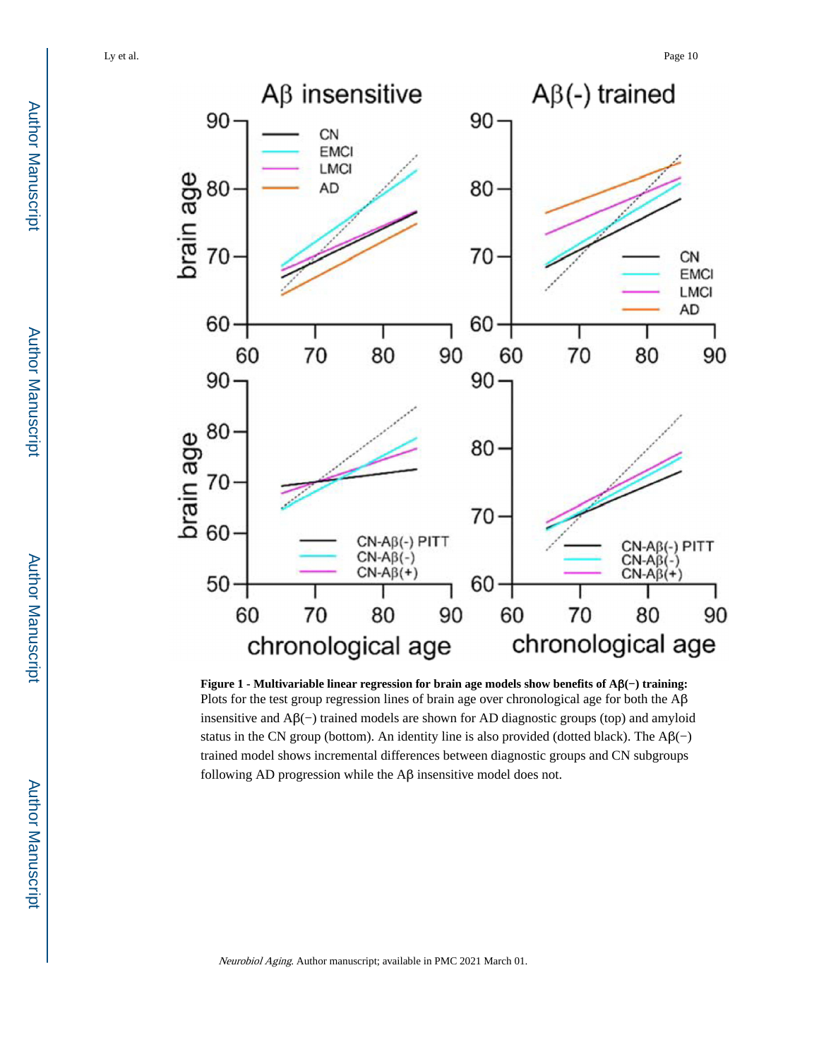Aβ insensitive

Aβ(-) trained

brain age

90
80
70
60

60 70 80 90

CN
EMCI
LMCI
AD

90
80
70
60

60 70 80 90

CN
EMCI
LMCI
AD

brain age

90
80
70
60
50

60 70 80 90

CN-Aβ(-) PITT
CN-Aβ(-)
CN-Aβ(+)

chronological age

90
80
70
60

60 70 80 90

CN-Aβ(-) PITT
CN-Aβ(-)
CN-Aβ(+)

chronological age

**Figure 1 - Multivariable linear regression for brain age models show benefits of Aβ(−) training:** Plots for the test group regression lines of brain age over chronological age for both the Aβ insensitive and Aβ(−) trained models are shown for AD diagnostic groups (top) and amyloid status in the CN group (bottom). An identity line is also provided (dotted black). The Aβ(−) trained model shows incremental differences between diagnostic groups and CN subgroups following AD progression while the Aβ insensitive model does not.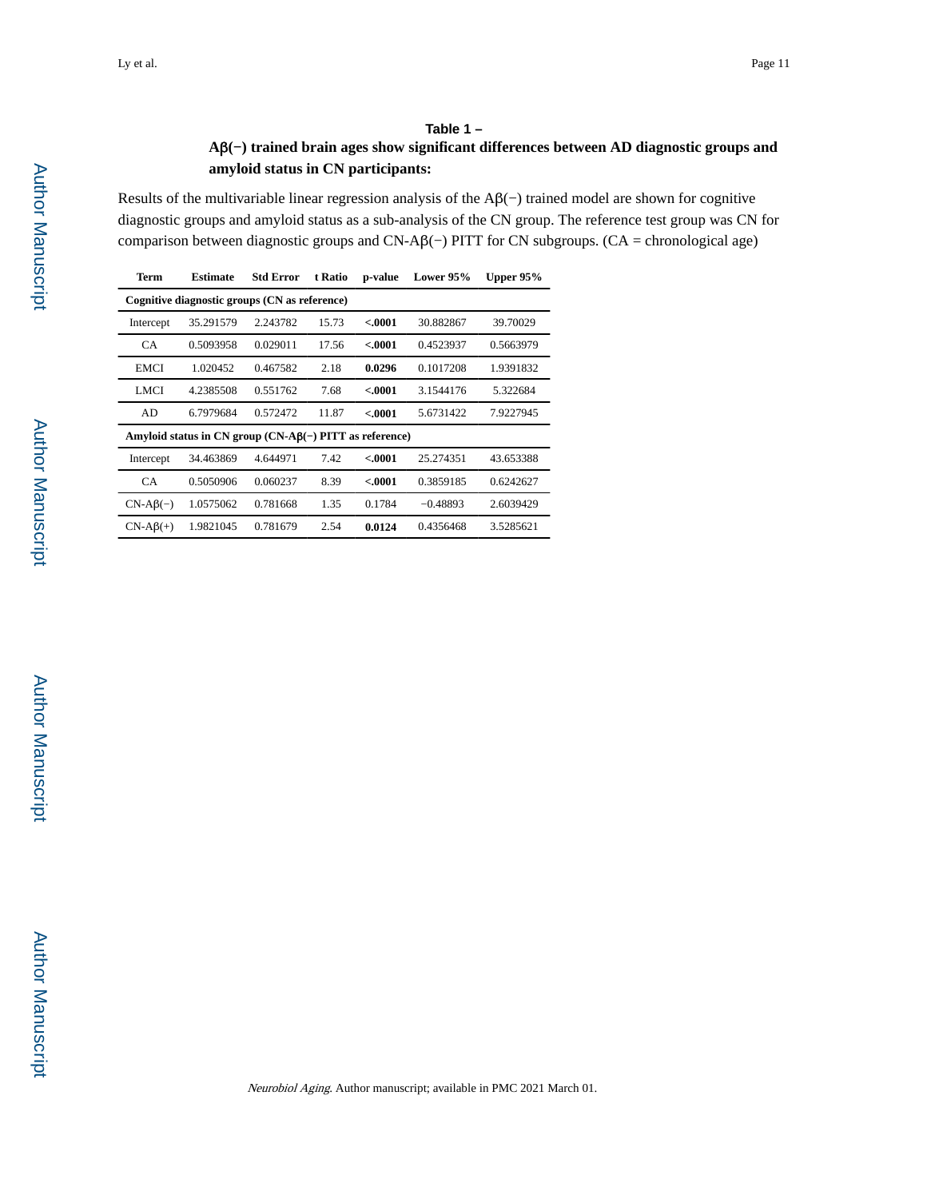**Table 1 –**

**Aβ(−) trained brain ages show significant differences between AD diagnostic groups and amyloid status in CN participants:**

Results of the multivariable linear regression analysis of the Aβ(−) trained model are shown for cognitive diagnostic groups and amyloid status as a sub-analysis of the CN group. The reference test group was CN for comparison between diagnostic groups and CN-Aβ(−) PITT for CN subgroups. (CA = chronological age)

| Term | Estimate | Std Error | t Ratio | p-value | Lower 95% | Upper 95% |
|---|---|---|---|---|---|---|
| **Cognitive diagnostic groups (CN as reference)** | | | | | | |
| Intercept | 35.291579 | 2.243782 | 15.73 | **<.0001** | 30.882867 | 39.70029 |
| CA | 0.5093958 | 0.029011 | 17.56 | **<.0001** | 0.4523937 | 0.5663979 |
| EMCI | 1.020452 | 0.467582 | 2.18 | **0.0296** | 0.1017208 | 1.9391832 |
| LMCI | 4.2385508 | 0.551762 | 7.68 | **<.0001** | 3.1544176 | 5.322684 |
| AD | 6.7979684 | 0.572472 | 11.87 | **<.0001** | 5.6731422 | 7.9227945 |
| **Amyloid status in CN group (CN-Aβ(−) PITT as reference)** | | | | | | |
| Intercept | 34.463869 | 4.644971 | 7.42 | **<.0001** | 25.274351 | 43.653388 |
| CA | 0.5050906 | 0.060237 | 8.39 | **<.0001** | 0.3859185 | 0.6242627 |
| CN-Aβ(−) | 1.0575062 | 0.781668 | 1.35 | 0.1784 | −0.48893 | 2.6039429 |
| CN-Aβ(+) | 1.9821045 | 0.781679 | 2.54 | **0.0124** | 0.4356468 | 3.5285621 |